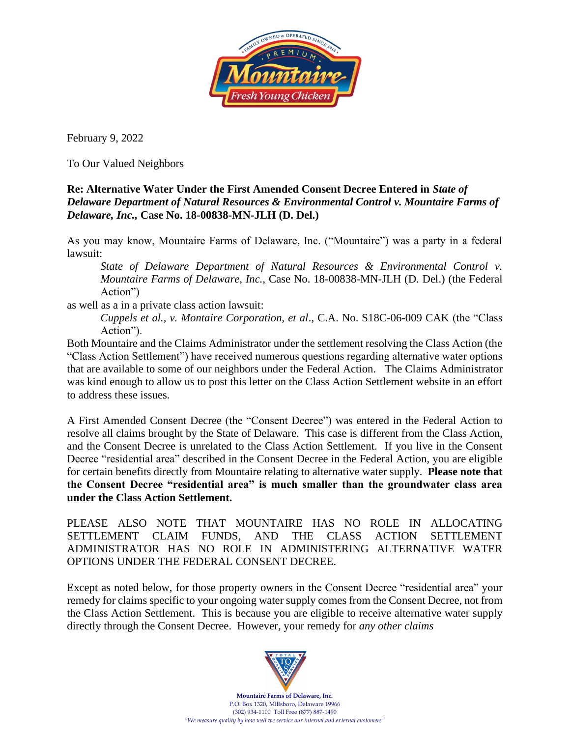February 9, 2022

To Our Valued Neighbors

**Re: Alternative Water Under the First Amended Consent Decree Entered in *State of Delaware Department of Natural Resources & Environmental Control v. Mountaire Farms of Delaware, Inc.*, Case No. 18-00838-MN-JLH (D. Del.)**

As you may know, Mountaire Farms of Delaware, Inc. ("Mountaire") was a party in a federal lawsuit:

> *State of Delaware Department of Natural Resources & Environmental Control v. Mountaire Farms of Delaware, Inc.*, Case No. 18-00838-MN-JLH (D. Del.) (the Federal Action")

as well as a in a private class action lawsuit:

> *Cuppels et al., v. Montaire Corporation, et al*., C.A. No. S18C-06-009 CAK (the "Class Action").

Both Mountaire and the Claims Administrator under the settlement resolving the Class Action (the "Class Action Settlement") have received numerous questions regarding alternative water options that are available to some of our neighbors under the Federal Action. The Claims Administrator was kind enough to allow us to post this letter on the Class Action Settlement website in an effort to address these issues.

A First Amended Consent Decree (the "Consent Decree") was entered in the Federal Action to resolve all claims brought by the State of Delaware. This case is different from the Class Action, and the Consent Decree is unrelated to the Class Action Settlement. If you live in the Consent Decree "residential area" described in the Consent Decree in the Federal Action, you are eligible for certain benefits directly from Mountaire relating to alternative water supply. **Please note that the Consent Decree "residential area" is much smaller than the groundwater class area under the Class Action Settlement.**

PLEASE ALSO NOTE THAT MOUNTAIRE HAS NO ROLE IN ALLOCATING SETTLEMENT CLAIM FUNDS, AND THE CLASS ACTION SETTLEMENT ADMINISTRATOR HAS NO ROLE IN ADMINISTERING ALTERNATIVE WATER OPTIONS UNDER THE FEDERAL CONSENT DECREE.

Except as noted below, for those property owners in the Consent Decree "residential area" your remedy for claims specific to your ongoing water supply comes from the Consent Decree, not from the Class Action Settlement. This is because you are eligible to receive alternative water supply directly through the Consent Decree. However, your remedy for *any other claims*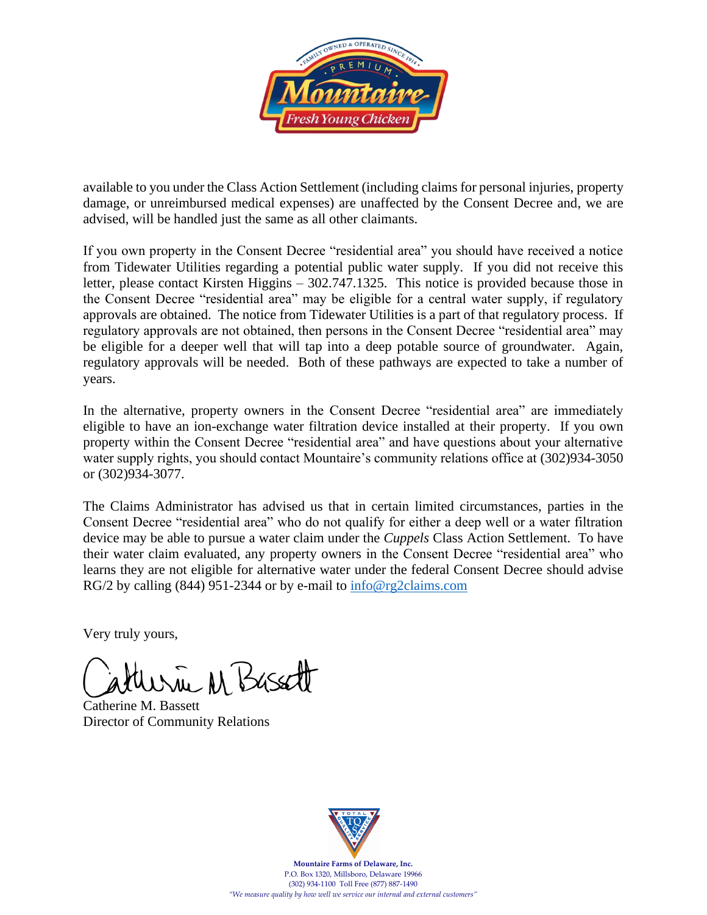available to you under the Class Action Settlement (including claims for personal injuries, property damage, or unreimbursed medical expenses) are unaffected by the Consent Decree and, we are advised, will be handled just the same as all other claimants.

If you own property in the Consent Decree "residential area" you should have received a notice from Tidewater Utilities regarding a potential public water supply. If you did not receive this letter, please contact Kirsten Higgins – 302.747.1325. This notice is provided because those in the Consent Decree "residential area" may be eligible for a central water supply, if regulatory approvals are obtained. The notice from Tidewater Utilities is a part of that regulatory process. If regulatory approvals are not obtained, then persons in the Consent Decree "residential area" may be eligible for a deeper well that will tap into a deep potable source of groundwater. Again, regulatory approvals will be needed. Both of these pathways are expected to take a number of years.

In the alternative, property owners in the Consent Decree "residential area" are immediately eligible to have an ion-exchange water filtration device installed at their property. If you own property within the Consent Decree "residential area" and have questions about your alternative water supply rights, you should contact Mountaire's community relations office at (302)934-3050 or (302)934-3077.

The Claims Administrator has advised us that in certain limited circumstances, parties in the Consent Decree "residential area" who do not qualify for either a deep well or a water filtration device may be able to pursue a water claim under the *Cuppels* Class Action Settlement. To have their water claim evaluated, any property owners in the Consent Decree "residential area" who learns they are not eligible for alternative water under the federal Consent Decree should advise RG/2 by calling (844) 951-2344 or by e-mail to info@rg2claims.com

Very truly yours,

Catherine M. Bassett
Director of Community Relations

**Mountaire Farms of Delaware, Inc.**
P.O. Box 1320, Millsboro, Delaware 19966
(302) 934-1100 Toll Free (877) 887-1490
*"We measure quality by how well we service our internal and external customers"*